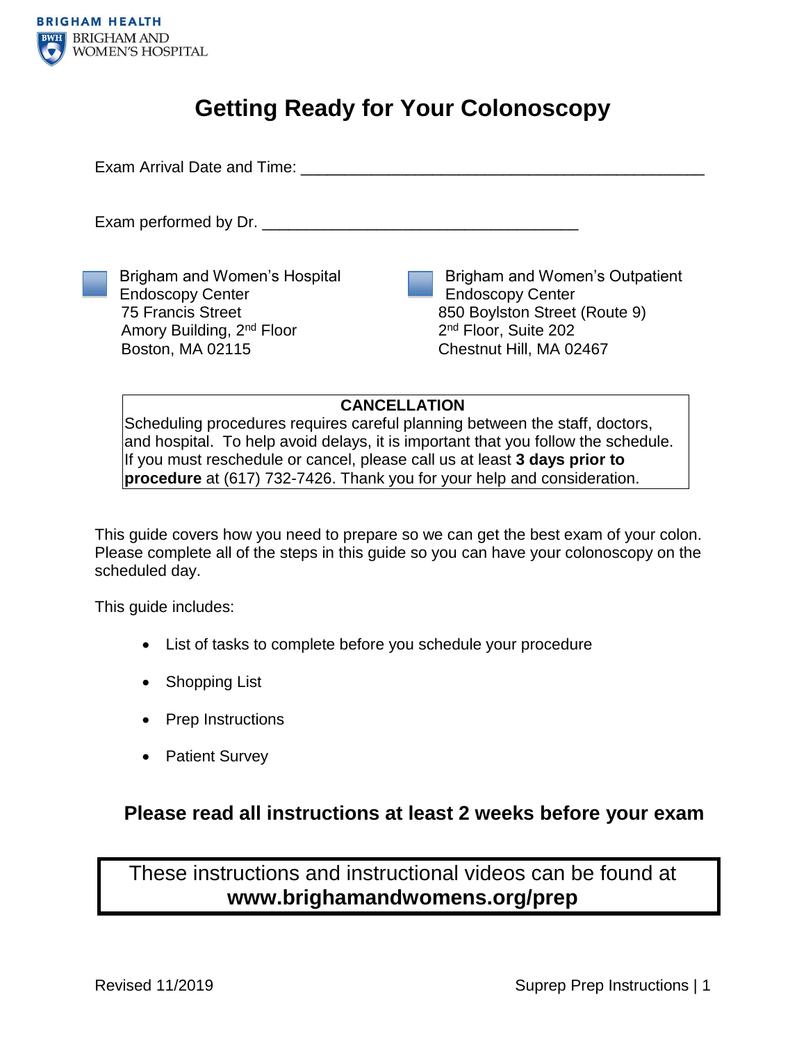BRIGHAM HEALTH
BRIGHAM AND WOMEN'S HOSPITAL

# Getting Ready for Your Colonoscopy

Exam Arrival Date and Time: ______________________________________________

Exam performed by Dr. ____________________________________

☐ Brigham and Women's Hospital Endoscopy Center
75 Francis Street
Amory Building, 2nd Floor
Boston, MA 02115

☐ Brigham and Women's Outpatient Endoscopy Center
850 Boylston Street (Route 9)
2nd Floor, Suite 202
Chestnut Hill, MA 02467

**CANCELLATION**

Scheduling procedures requires careful planning between the staff, doctors, and hospital. To help avoid delays, it is important that you follow the schedule. If you must reschedule or cancel, please call us at least **3 days prior to procedure** at (617) 732-7426. Thank you for your help and consideration.

This guide covers how you need to prepare so we can get the best exam of your colon. Please complete all of the steps in this guide so you can have your colonoscopy on the scheduled day.

This guide includes:

- List of tasks to complete before you schedule your procedure
- Shopping List
- Prep Instructions
- Patient Survey

## Please read all instructions at least 2 weeks before your exam

These instructions and instructional videos can be found at **www.brighamandwomens.org/prep**

Revised 11/2019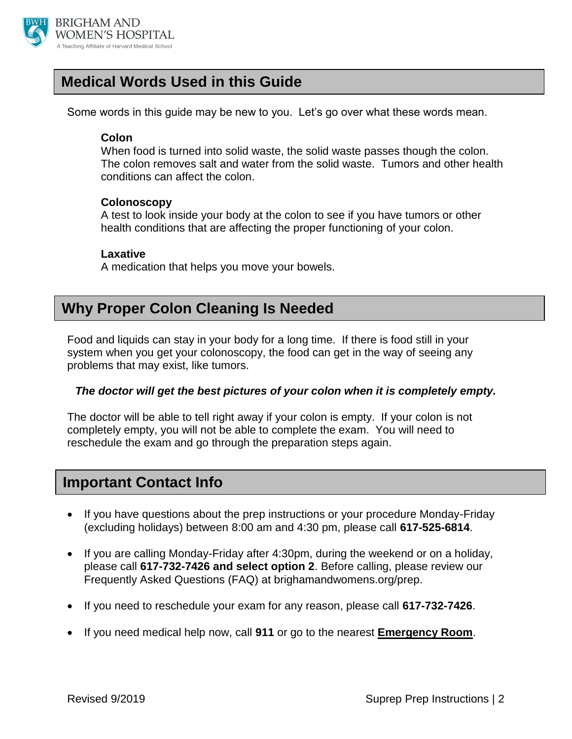## Medical Words Used in this Guide

Some words in this guide may be new to you. Let's go over what these words mean.

**Colon**
When food is turned into solid waste, the solid waste passes though the colon. The colon removes salt and water from the solid waste. Tumors and other health conditions can affect the colon.

**Colonoscopy**
A test to look inside your body at the colon to see if you have tumors or other health conditions that are affecting the proper functioning of your colon.

**Laxative**
A medication that helps you move your bowels.

## Why Proper Colon Cleaning Is Needed

Food and liquids can stay in your body for a long time. If there is food still in your system when you get your colonoscopy, the food can get in the way of seeing any problems that may exist, like tumors.

***The doctor will get the best pictures of your colon when it is completely empty.***

The doctor will be able to tell right away if your colon is empty. If your colon is not completely empty, you will not be able to complete the exam. You will need to reschedule the exam and go through the preparation steps again.

## Important Contact Info

- If you have questions about the prep instructions or your procedure Monday-Friday (excluding holidays) between 8:00 am and 4:30 pm, please call **617-525-6814**.
- If you are calling Monday-Friday after 4:30pm, during the weekend or on a holiday, please call **617-732-7426 and select option 2**. Before calling, please review our Frequently Asked Questions (FAQ) at brighamandwomens.org/prep.
- If you need to reschedule your exam for any reason, please call **617-732-7426**.
- If you need medical help now, call **911** or go to the nearest **Emergency Room**.

Revised 9/2019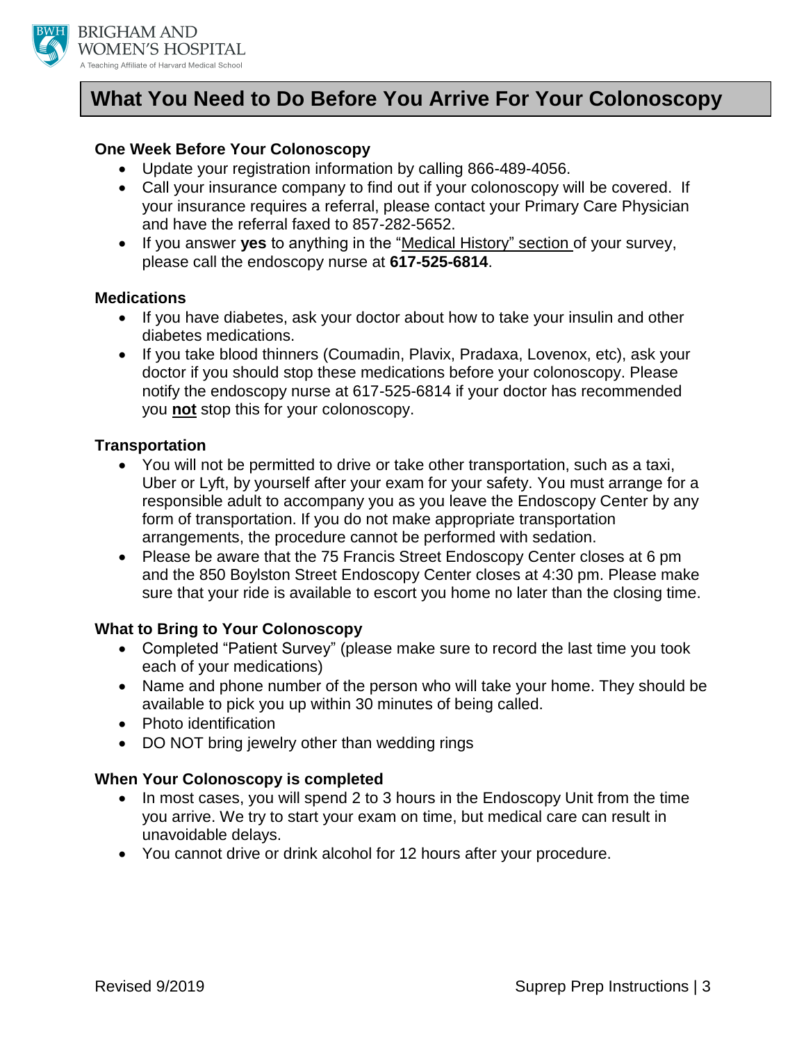# What You Need to Do Before You Arrive For Your Colonoscopy

### One Week Before Your Colonoscopy

- Update your registration information by calling 866-489-4056.
- Call your insurance company to find out if your colonoscopy will be covered. If your insurance requires a referral, please contact your Primary Care Physician and have the referral faxed to 857-282-5652.
- If you answer **yes** to anything in the "Medical History" section of your survey, please call the endoscopy nurse at **617-525-6814**.

### Medications

- If you have diabetes, ask your doctor about how to take your insulin and other diabetes medications.
- If you take blood thinners (Coumadin, Plavix, Pradaxa, Lovenox, etc), ask your doctor if you should stop these medications before your colonoscopy. Please notify the endoscopy nurse at 617-525-6814 if your doctor has recommended you **not** stop this for your colonoscopy.

### Transportation

- You will not be permitted to drive or take other transportation, such as a taxi, Uber or Lyft, by yourself after your exam for your safety. You must arrange for a responsible adult to accompany you as you leave the Endoscopy Center by any form of transportation. If you do not make appropriate transportation arrangements, the procedure cannot be performed with sedation.
- Please be aware that the 75 Francis Street Endoscopy Center closes at 6 pm and the 850 Boylston Street Endoscopy Center closes at 4:30 pm. Please make sure that your ride is available to escort you home no later than the closing time.

### What to Bring to Your Colonoscopy

- Completed "Patient Survey" (please make sure to record the last time you took each of your medications)
- Name and phone number of the person who will take your home. They should be available to pick you up within 30 minutes of being called.
- Photo identification
- DO NOT bring jewelry other than wedding rings

### When Your Colonoscopy is completed

- In most cases, you will spend 2 to 3 hours in the Endoscopy Unit from the time you arrive. We try to start your exam on time, but medical care can result in unavoidable delays.
- You cannot drive or drink alcohol for 12 hours after your procedure.

Revised 9/2019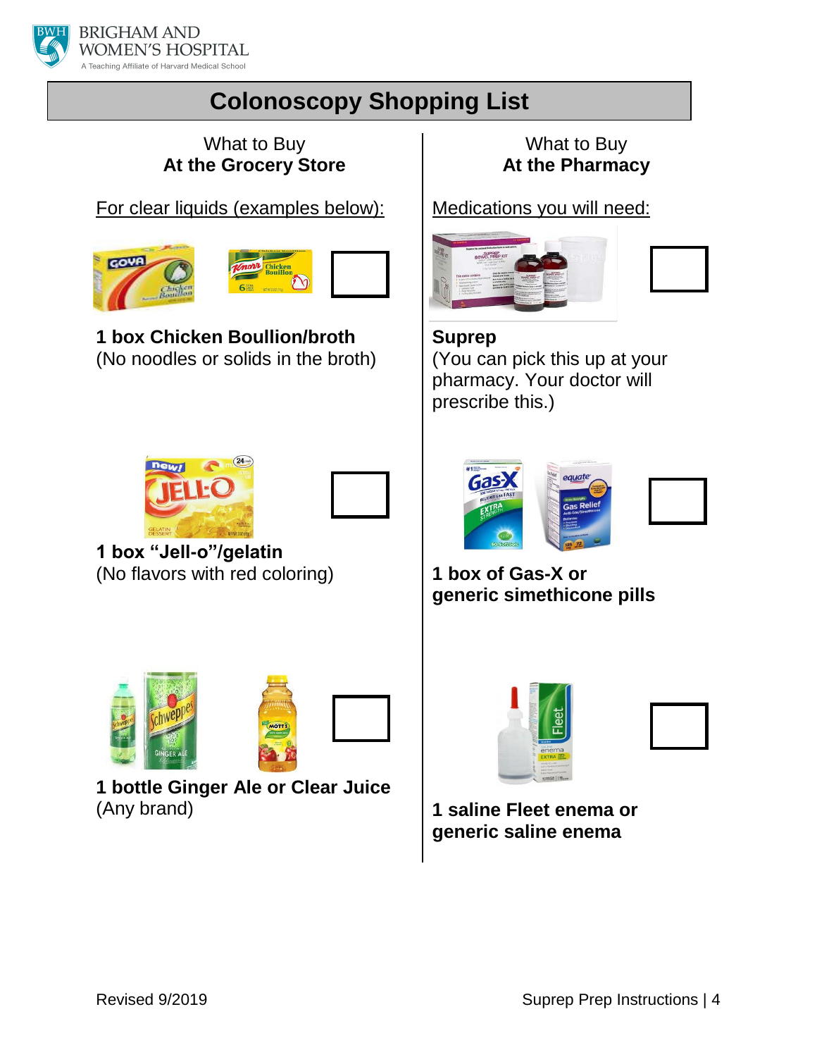BRIGHAM AND WOMEN'S HOSPITAL
A Teaching Affiliate of Harvard Medical School

# Colonoscopy Shopping List

## What to Buy At the Grocery Store

For clear liquids (examples below):

- [ ] **1 box Chicken Boullion/broth**
(No noodles or solids in the broth)

- [ ] **1 box "Jell-o"/gelatin**
(No flavors with red coloring)

- [ ] **1 bottle Ginger Ale or Clear Juice**
(Any brand)

## What to Buy At the Pharmacy

Medications you will need:

- [ ] **Suprep**
(You can pick this up at your pharmacy. Your doctor will prescribe this.)

- [ ] **1 box of Gas-X or generic simethicone pills**

- [ ] **1 saline Fleet enema or generic saline enema**

Revised 9/2019

Suprep Prep Instructions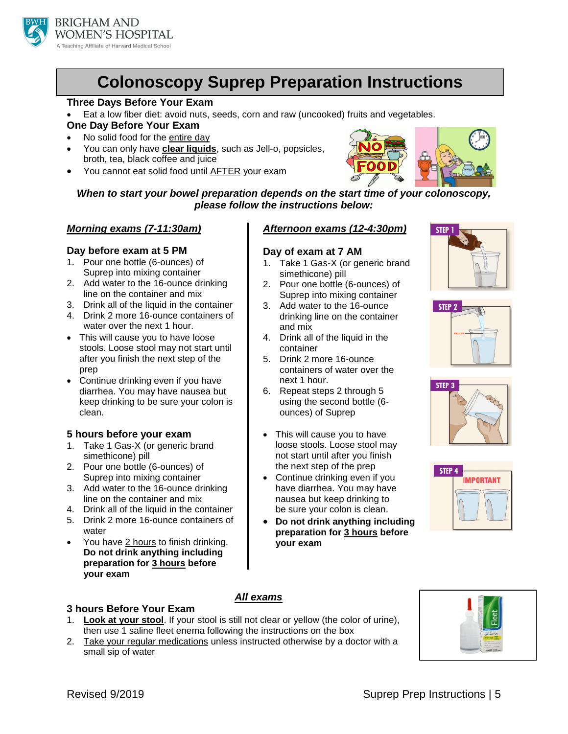# Colonoscopy Suprep Preparation Instructions

## Three Days Before Your Exam

- Eat a low fiber diet: avoid nuts, seeds, corn and raw (uncooked) fruits and vegetables.

## One Day Before Your Exam

- No solid food for the entire day
- You can only have **clear liquids**, such as Jell-o, popsicles, broth, tea, black coffee and juice
- You cannot eat solid food until AFTER your exam

***When to start your bowel preparation depends on the start time of your colonoscopy, please follow the instructions below:***

## *Morning exams (7-11:30am)*

### Day before exam at 5 PM

1. Pour one bottle (6-ounces) of Suprep into mixing container
2. Add water to the 16-ounce drinking line on the container and mix
3. Drink all of the liquid in the container
4. Drink 2 more 16-ounce containers of water over the next 1 hour.

- This will cause you to have loose stools. Loose stool may not start until after you finish the next step of the prep
- Continue drinking even if you have diarrhea. You may have nausea but keep drinking to be sure your colon is clean.

### 5 hours before your exam

1. Take 1 Gas-X (or generic brand simethicone) pill
2. Pour one bottle (6-ounces) of Suprep into mixing container
3. Add water to the 16-ounce drinking line on the container and mix
4. Drink all of the liquid in the container
5. Drink 2 more 16-ounce containers of water

- You have 2 hours to finish drinking. **Do not drink anything including preparation for 3 hours before your exam**

## *Afternoon exams (12-4:30pm)*

### Day of exam at 7 AM

1. Take 1 Gas-X (or generic brand simethicone) pill
2. Pour one bottle (6-ounces) of Suprep into mixing container
3. Add water to the 16-ounce drinking line on the container and mix
4. Drink all of the liquid in the container
5. Drink 2 more 16-ounce containers of water over the next 1 hour.
6. Repeat steps 2 through 5 using the second bottle (6-ounces) of Suprep

- This will cause you to have loose stools. Loose stool may not start until after you finish the next step of the prep
- Continue drinking even if you have diarrhea. You may have nausea but keep drinking to be sure your colon is clean.
- **Do not drink anything including preparation for 3 hours before your exam**

STEP 1

STEP 2

STEP 3

STEP 4 IMPORTANT

## *All exams*

### 3 hours Before Your Exam

1. **Look at your stool**. If your stool is still not clear or yellow (the color of urine), then use 1 saline fleet enema following the instructions on the box
2. Take your regular medications unless instructed otherwise by a doctor with a small sip of water

Revised 9/2019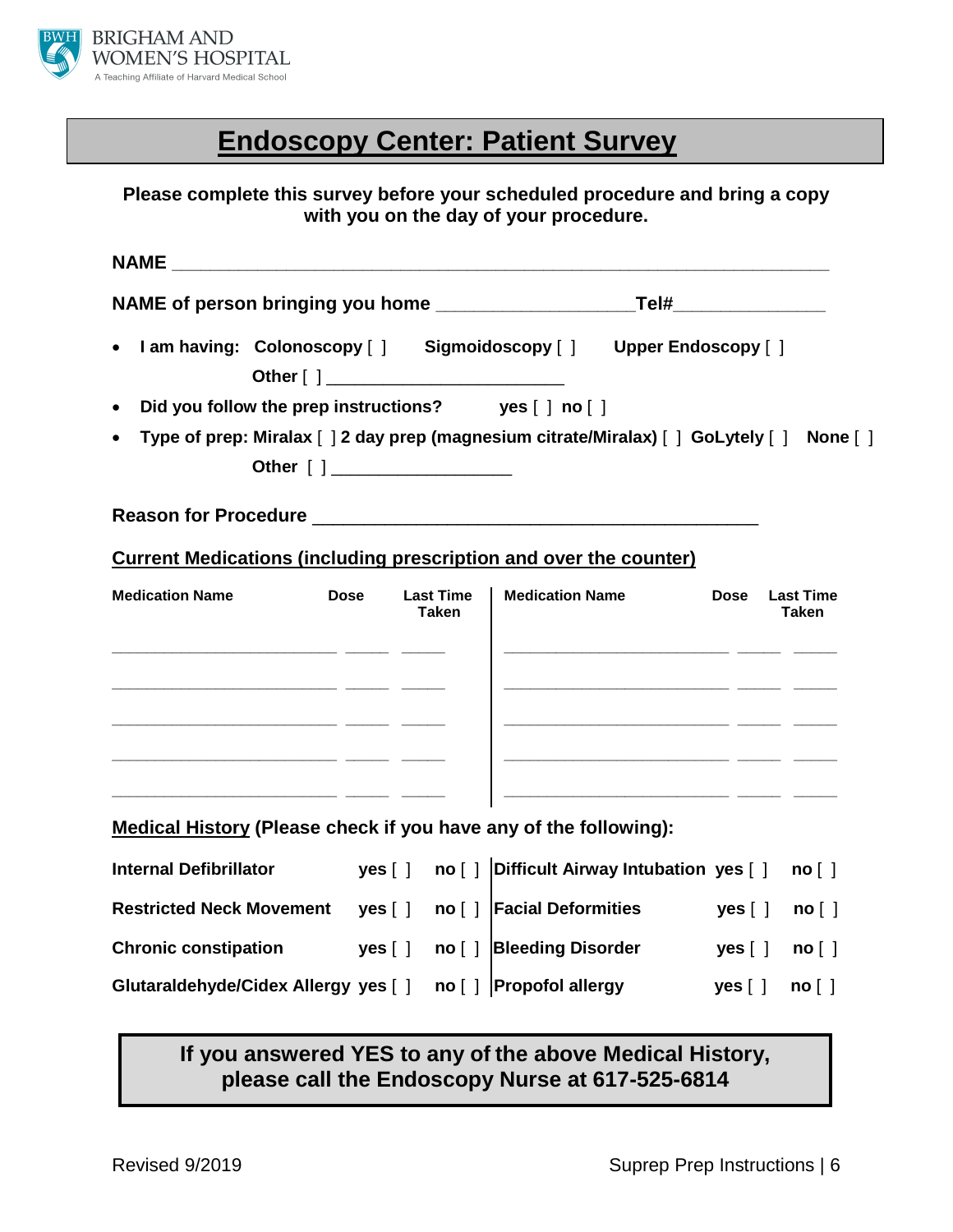BRIGHAM AND WOMEN'S HOSPITAL
A Teaching Affiliate of Harvard Medical School

# Endoscopy Center: Patient Survey

**Please complete this survey before your scheduled procedure and bring a copy with you on the day of your procedure.**

**NAME** ____________________________________________________________

**NAME of person bringing you home** __________________ **Tel#**______________

- **I am having: Colonoscopy** [ ] **Sigmoidoscopy** [ ] **Upper Endoscopy** [ ]
  **Other** [ ] ________________________
- **Did you follow the prep instructions? yes** [ ] **no** [ ]
- **Type of prep: Miralax** [ ] **2 day prep (magnesium citrate/Miralax)** [ ] **GoLytely** [ ] **None** [ ]
  **Other** [ ] __________________

**Reason for Procedure** ____________________________________________

## Current Medications (including prescription and over the counter)

| Medication Name | Dose | Last Time Taken | Medication Name | Dose | Last Time Taken |
|---|---|---|---|---|---|
| | | | | | |
| | | | | | |
| | | | | | |
| | | | | | |
| | | | | | |

## Medical History (Please check if you have any of the following):

| | | | | | |
|---|---|---|---|---|---|
| **Internal Defibrillator** | **yes** [ ] | **no** [ ] | **Difficult Airway Intubation** | **yes** [ ] | **no** [ ] |
| **Restricted Neck Movement** | **yes** [ ] | **no** [ ] | **Facial Deformities** | **yes** [ ] | **no** [ ] |
| **Chronic constipation** | **yes** [ ] | **no** [ ] | **Bleeding Disorder** | **yes** [ ] | **no** [ ] |
| **Glutaraldehyde/Cidex Allergy** | **yes** [ ] | **no** [ ] | **Propofol allergy** | **yes** [ ] | **no** [ ] |

**If you answered YES to any of the above Medical History, please call the Endoscopy Nurse at 617-525-6814**

Revised 9/2019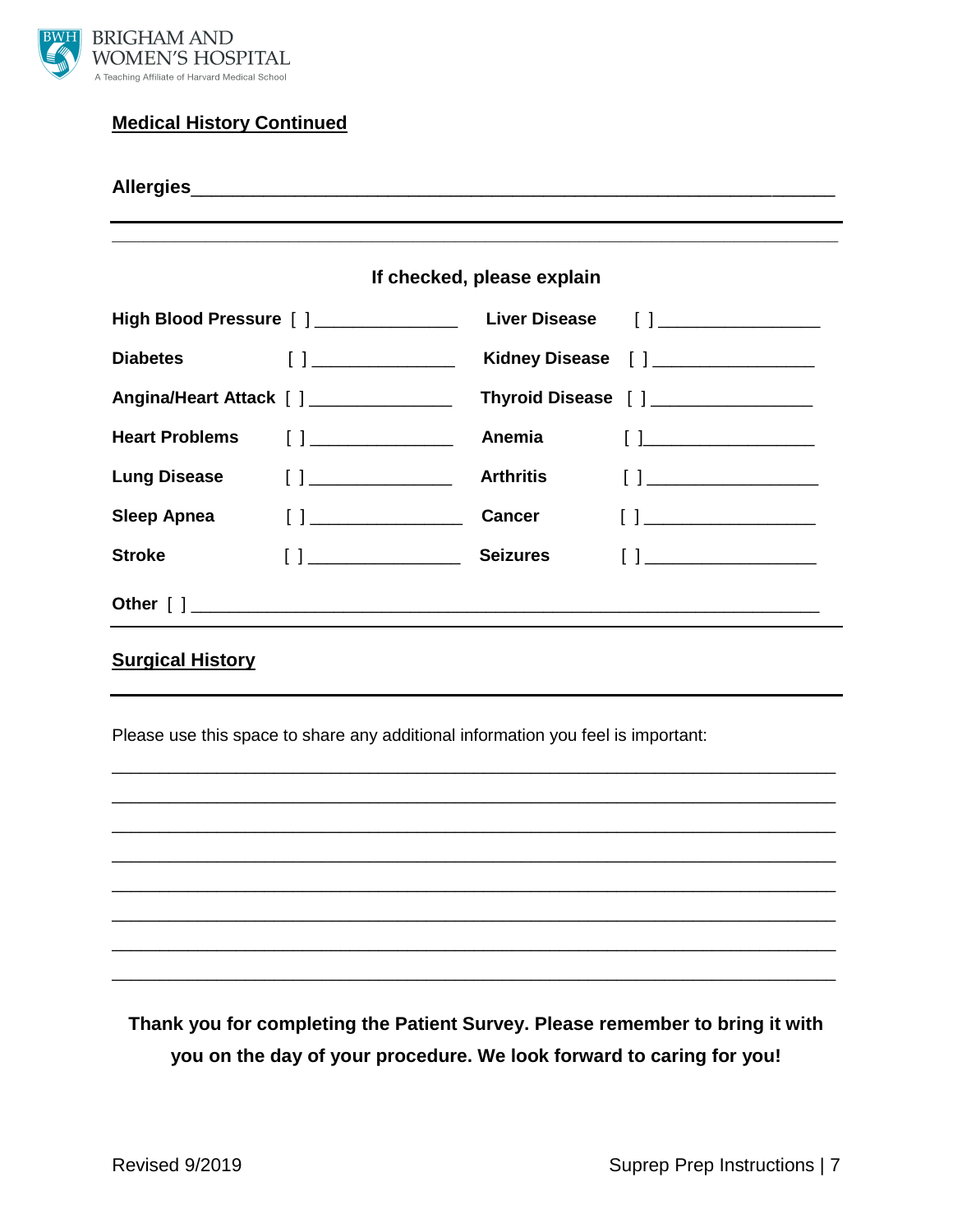## Medical History Continued

**Allergies**\_\_\_\_\_\_\_\_\_\_\_\_\_\_\_\_\_\_\_\_\_\_\_\_\_\_\_\_\_\_\_\_\_\_\_\_\_\_\_\_\_\_\_\_\_\_\_\_\_\_\_\_\_\_\_\_\_\_\_\_

\_\_\_\_\_\_\_\_\_\_\_\_\_\_\_\_\_\_\_\_\_\_\_\_\_\_\_\_\_\_\_\_\_\_\_\_\_\_\_\_\_\_\_\_\_\_\_\_\_\_\_\_\_\_\_\_\_\_\_\_\_\_\_\_\_\_\_\_

**If checked, please explain**

| | | | | | |
|---|---|---|---|---|---|
| **High Blood Pressure** | [ ] | \_\_\_\_\_\_\_\_\_\_\_\_\_\_ | **Liver Disease** | [ ] | \_\_\_\_\_\_\_\_\_\_\_\_\_\_ |
| **Diabetes** | [ ] | \_\_\_\_\_\_\_\_\_\_\_\_\_\_ | **Kidney Disease** | [ ] | \_\_\_\_\_\_\_\_\_\_\_\_\_\_ |
| **Angina/Heart Attack** | [ ] | \_\_\_\_\_\_\_\_\_\_\_\_\_\_ | **Thyroid Disease** | [ ] | \_\_\_\_\_\_\_\_\_\_\_\_\_\_ |
| **Heart Problems** | [ ] | \_\_\_\_\_\_\_\_\_\_\_\_\_\_ | **Anemia** | [ ] | \_\_\_\_\_\_\_\_\_\_\_\_\_\_ |
| **Lung Disease** | [ ] | \_\_\_\_\_\_\_\_\_\_\_\_\_\_ | **Arthritis** | [ ] | \_\_\_\_\_\_\_\_\_\_\_\_\_\_ |
| **Sleep Apnea** | [ ] | \_\_\_\_\_\_\_\_\_\_\_\_\_\_ | **Cancer** | [ ] | \_\_\_\_\_\_\_\_\_\_\_\_\_\_ |
| **Stroke** | [ ] | \_\_\_\_\_\_\_\_\_\_\_\_\_\_ | **Seizures** | [ ] | \_\_\_\_\_\_\_\_\_\_\_\_\_\_ |

**Other** [ ] \_\_\_\_\_\_\_\_\_\_\_\_\_\_\_\_\_\_\_\_\_\_\_\_\_\_\_\_\_\_\_\_\_\_\_\_\_\_\_\_\_\_\_\_\_\_\_\_\_\_\_\_\_\_\_\_\_\_\_\_

## Surgical History

Please use this space to share any additional information you feel is important:

\_\_\_\_\_\_\_\_\_\_\_\_\_\_\_\_\_\_\_\_\_\_\_\_\_\_\_\_\_\_\_\_\_\_\_\_\_\_\_\_\_\_\_\_\_\_\_\_\_\_\_\_\_\_\_\_\_\_\_\_\_\_\_\_\_\_\_\_

\_\_\_\_\_\_\_\_\_\_\_\_\_\_\_\_\_\_\_\_\_\_\_\_\_\_\_\_\_\_\_\_\_\_\_\_\_\_\_\_\_\_\_\_\_\_\_\_\_\_\_\_\_\_\_\_\_\_\_\_\_\_\_\_\_\_\_\_

\_\_\_\_\_\_\_\_\_\_\_\_\_\_\_\_\_\_\_\_\_\_\_\_\_\_\_\_\_\_\_\_\_\_\_\_\_\_\_\_\_\_\_\_\_\_\_\_\_\_\_\_\_\_\_\_\_\_\_\_\_\_\_\_\_\_\_\_

\_\_\_\_\_\_\_\_\_\_\_\_\_\_\_\_\_\_\_\_\_\_\_\_\_\_\_\_\_\_\_\_\_\_\_\_\_\_\_\_\_\_\_\_\_\_\_\_\_\_\_\_\_\_\_\_\_\_\_\_\_\_\_\_\_\_\_\_

\_\_\_\_\_\_\_\_\_\_\_\_\_\_\_\_\_\_\_\_\_\_\_\_\_\_\_\_\_\_\_\_\_\_\_\_\_\_\_\_\_\_\_\_\_\_\_\_\_\_\_\_\_\_\_\_\_\_\_\_\_\_\_\_\_\_\_\_

\_\_\_\_\_\_\_\_\_\_\_\_\_\_\_\_\_\_\_\_\_\_\_\_\_\_\_\_\_\_\_\_\_\_\_\_\_\_\_\_\_\_\_\_\_\_\_\_\_\_\_\_\_\_\_\_\_\_\_\_\_\_\_\_\_\_\_\_

\_\_\_\_\_\_\_\_\_\_\_\_\_\_\_\_\_\_\_\_\_\_\_\_\_\_\_\_\_\_\_\_\_\_\_\_\_\_\_\_\_\_\_\_\_\_\_\_\_\_\_\_\_\_\_\_\_\_\_\_\_\_\_\_\_\_\_\_

\_\_\_\_\_\_\_\_\_\_\_\_\_\_\_\_\_\_\_\_\_\_\_\_\_\_\_\_\_\_\_\_\_\_\_\_\_\_\_\_\_\_\_\_\_\_\_\_\_\_\_\_\_\_\_\_\_\_\_\_\_\_\_\_\_\_\_\_

**Thank you for completing the Patient Survey. Please remember to bring it with you on the day of your procedure. We look forward to caring for you!**

Revised 9/2019